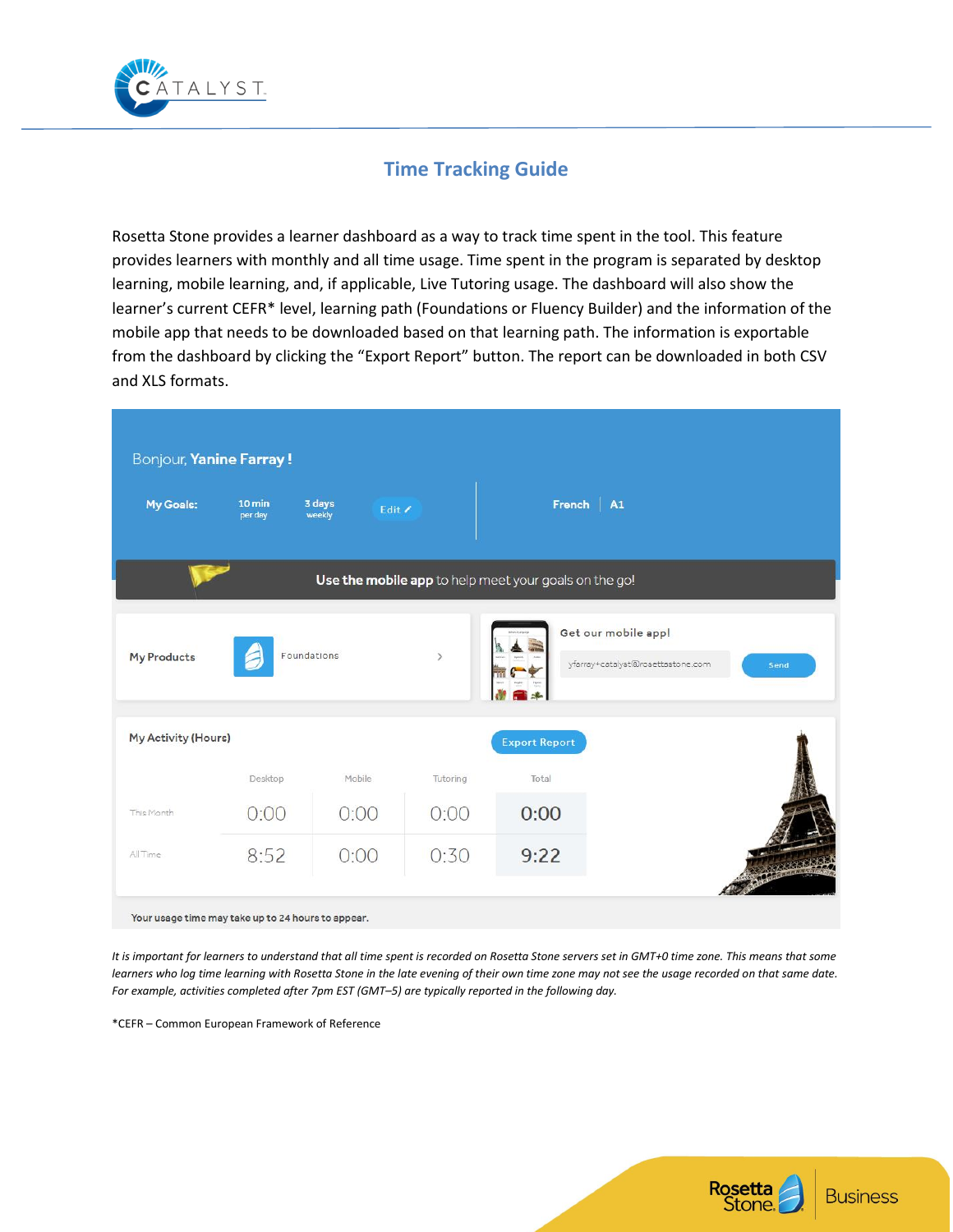# Time Tracking Guide

Rosetta Stone provides a learner dashboard as a way to track time spent in the tool. This feature provides learners with monthly and all time usage. Time spent in the program is separated by desktop learning, mobile learning, and, if applicable, Live Tutoring usage. The dashboard will also show the learner's current CEFR* level, learning path (Foundations or Fluency Builder) and the information of the mobile app that needs to be downloaded based on that learning path. The information is exportable from the dashboard by clicking the "Export Report" button. The report can be downloaded in both CSV and XLS formats.

Bonjour, **Yanine Farray !**

**My Goals:** 10 min per day | 3 days weekly | Edit

**French** | **A1**

**Use the mobile app** to help meet your goals on the go!

**My Products** Foundations

Get our mobile app! yfarray+catalyst@rosettastone.com Send

**My Activity (Hours)** Export Report

| | Desktop | Mobile | Tutoring | Total |
|---|---|---|---|---|
| This Month | 0:00 | 0:00 | 0:00 | 0:00 |
| All Time | 8:52 | 0:00 | 0:30 | 9:22 |

Your usage time may take up to 24 hours to appear.

*It is important for learners to understand that all time spent is recorded on Rosetta Stone servers set in GMT+0 time zone. This means that some learners who log time learning with Rosetta Stone in the late evening of their own time zone may not see the usage recorded on that same date. For example, activities completed after 7pm EST (GMT–5) are typically reported in the following day.*

*CEFR – Common European Framework of Reference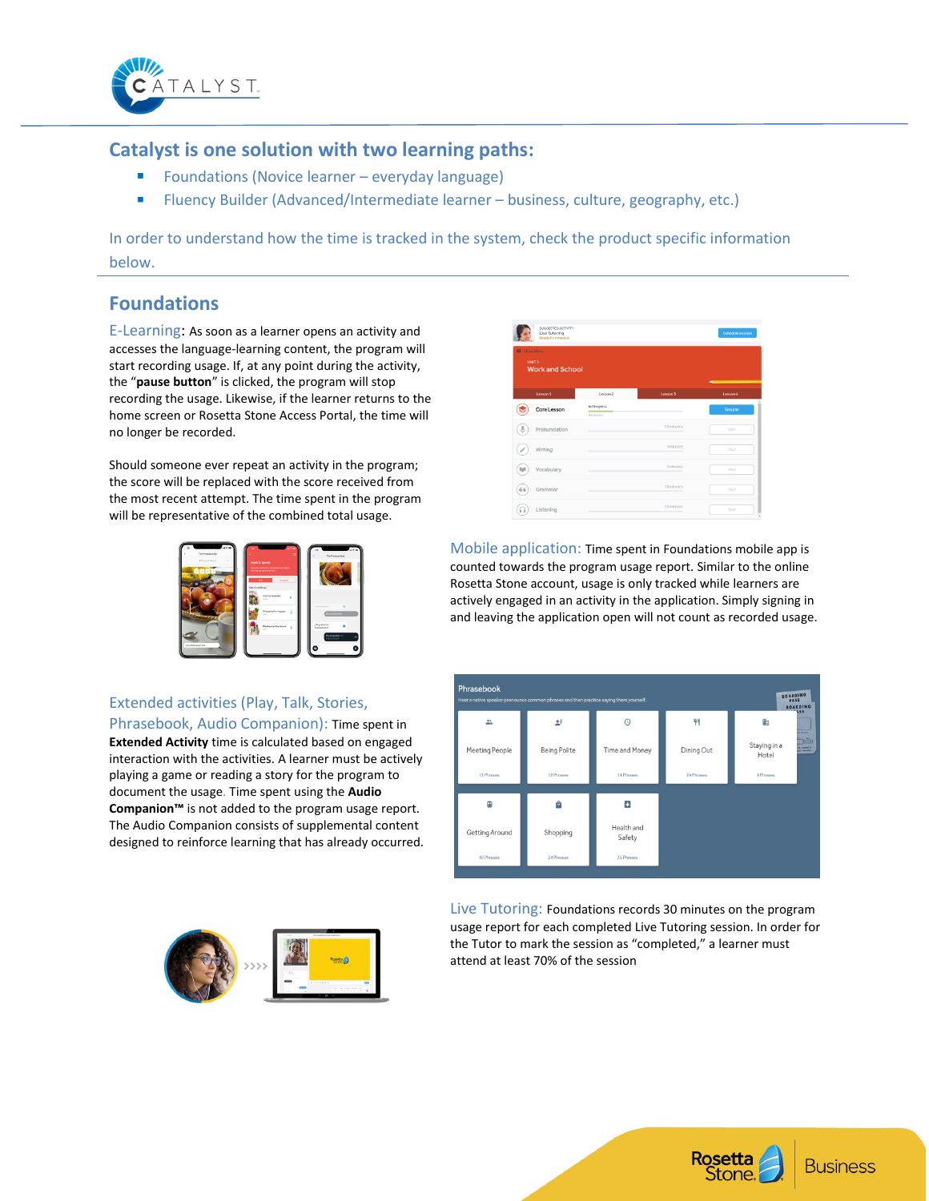## Catalyst is one solution with two learning paths:

- Foundations (Novice learner – everyday language)
- Fluency Builder (Advanced/Intermediate learner – business, culture, geography, etc.)

In order to understand how the time is tracked in the system, check the product specific information below.

## Foundations

**E-Learning**: As soon as a learner opens an activity and accesses the language-learning content, the program will start recording usage. If, at any point during the activity, the "**pause button**" is clicked, the program will stop recording the usage. Likewise, if the learner returns to the home screen or Rosetta Stone Access Portal, the time will no longer be recorded.

Should someone ever repeat an activity in the program; the score will be replaced with the score received from the most recent attempt. The time spent in the program will be representative of the combined total usage.

**Mobile application:** Time spent in Foundations mobile app is counted towards the program usage report. Similar to the online Rosetta Stone account, usage is only tracked while learners are actively engaged in an activity in the application. Simply signing in and leaving the application open will not count as recorded usage.

**Extended activities (Play, Talk, Stories, Phrasebook, Audio Companion):** Time spent in **Extended Activity** time is calculated based on engaged interaction with the activities. A learner must be actively playing a game or reading a story for the program to document the usage. Time spent using the **Audio Companion™** is not added to the program usage report. The Audio Companion consists of supplemental content designed to reinforce learning that has already occurred.

**Live Tutoring:** Foundations records 30 minutes on the program usage report for each completed Live Tutoring session. In order for the Tutor to mark the session as "completed," a learner must attend at least 70% of the session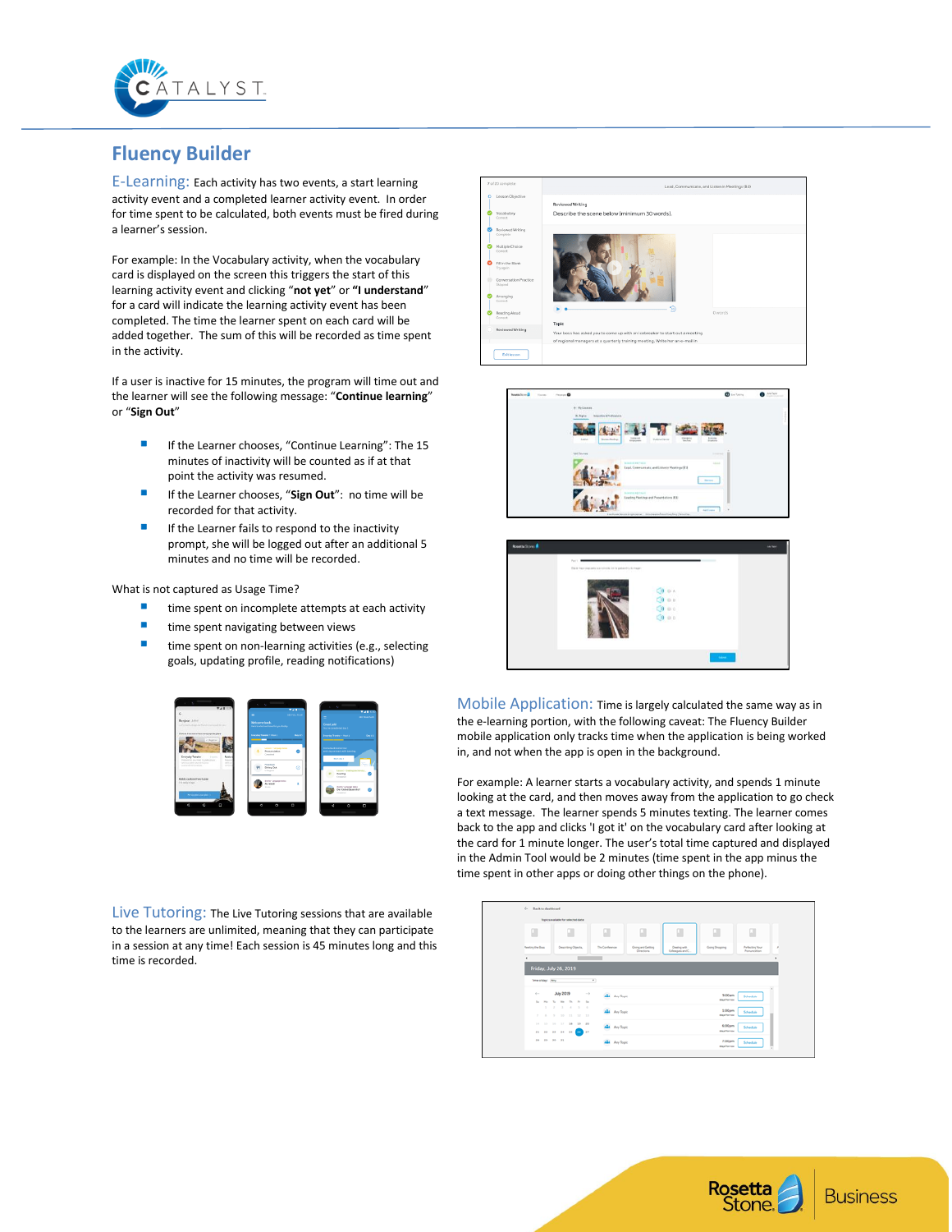# Fluency Builder

**E-Learning:** Each activity has two events, a start learning activity event and a completed learner activity event. In order for time spent to be calculated, both events must be fired during a learner's session.

For example: In the Vocabulary activity, when the vocabulary card is displayed on the screen this triggers the start of this learning activity event and clicking "**not yet**" or "**I understand**" for a card will indicate the learning activity event has been completed. The time the learner spent on each card will be added together. The sum of this will be recorded as time spent in the activity.

If a user is inactive for 15 minutes, the program will time out and the learner will see the following message: "**Continue learning**" or "**Sign Out**"

- If the Learner chooses, "Continue Learning": The 15 minutes of inactivity will be counted as if at that point the activity was resumed.
- If the Learner chooses, "**Sign Out**": no time will be recorded for that activity.
- If the Learner fails to respond to the inactivity prompt, she will be logged out after an additional 5 minutes and no time will be recorded.

What is not captured as Usage Time?

- time spent on incomplete attempts at each activity
- time spent navigating between views
- time spent on non-learning activities (e.g., selecting goals, updating profile, reading notifications)

**Mobile Application:** Time is largely calculated the same way as in the e-learning portion, with the following caveat: The Fluency Builder mobile application only tracks time when the application is being worked in, and not when the app is open in the background.

For example: A learner starts a vocabulary activity, and spends 1 minute looking at the card, and then moves away from the application to go check a text message. The learner spends 5 minutes texting. The learner comes back to the app and clicks 'I got it' on the vocabulary card after looking at the card for 1 minute longer. The user's total time captured and displayed in the Admin Tool would be 2 minutes (time spent in the app minus the time spent in other apps or doing other things on the phone).

**Live Tutoring:** The Live Tutoring sessions that are available to the learners are unlimited, meaning that they can participate in a session at any time! Each session is 45 minutes long and this time is recorded.